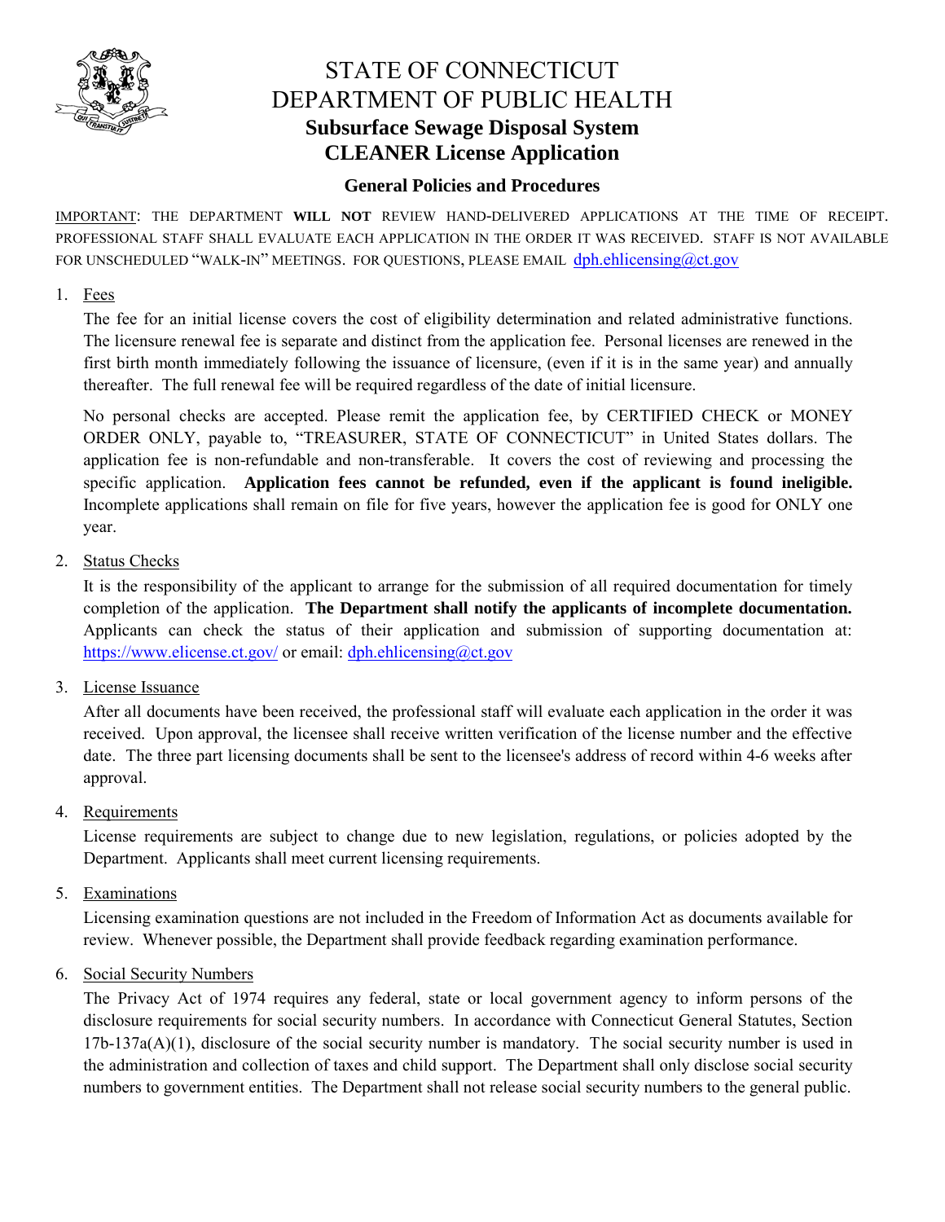# STATE OF CONNECTICUT
# DEPARTMENT OF PUBLIC HEALTH
## Subsurface Sewage Disposal System
## CLEANER License Application

### General Policies and Procedures

IMPORTANT: THE DEPARTMENT **WILL NOT** REVIEW HAND-DELIVERED APPLICATIONS AT THE TIME OF RECEIPT. PROFESSIONAL STAFF SHALL EVALUATE EACH APPLICATION IN THE ORDER IT WAS RECEIVED. STAFF IS NOT AVAILABLE FOR UNSCHEDULED "WALK-IN" MEETINGS. FOR QUESTIONS, PLEASE EMAIL dph.ehlicensing@ct.gov

1. Fees

   The fee for an initial license covers the cost of eligibility determination and related administrative functions. The licensure renewal fee is separate and distinct from the application fee. Personal licenses are renewed in the first birth month immediately following the issuance of licensure, (even if it is in the same year) and annually thereafter. The full renewal fee will be required regardless of the date of initial licensure.

   No personal checks are accepted. Please remit the application fee, by CERTIFIED CHECK or MONEY ORDER ONLY, payable to, "TREASURER, STATE OF CONNECTICUT" in United States dollars. The application fee is non-refundable and non-transferable. It covers the cost of reviewing and processing the specific application. **Application fees cannot be refunded, even if the applicant is found ineligible.** Incomplete applications shall remain on file for five years, however the application fee is good for ONLY one year.

2. Status Checks

   It is the responsibility of the applicant to arrange for the submission of all required documentation for timely completion of the application. **The Department shall notify the applicants of incomplete documentation.** Applicants can check the status of their application and submission of supporting documentation at: https://www.elicense.ct.gov/ or email: dph.ehlicensing@ct.gov

3. License Issuance

   After all documents have been received, the professional staff will evaluate each application in the order it was received. Upon approval, the licensee shall receive written verification of the license number and the effective date. The three part licensing documents shall be sent to the licensee's address of record within 4-6 weeks after approval.

4. Requirements

   License requirements are subject to change due to new legislation, regulations, or policies adopted by the Department. Applicants shall meet current licensing requirements.

5. Examinations

   Licensing examination questions are not included in the Freedom of Information Act as documents available for review. Whenever possible, the Department shall provide feedback regarding examination performance.

6. Social Security Numbers

   The Privacy Act of 1974 requires any federal, state or local government agency to inform persons of the disclosure requirements for social security numbers. In accordance with Connecticut General Statutes, Section 17b-137a(A)(1), disclosure of the social security number is mandatory. The social security number is used in the administration and collection of taxes and child support. The Department shall only disclose social security numbers to government entities. The Department shall not release social security numbers to the general public.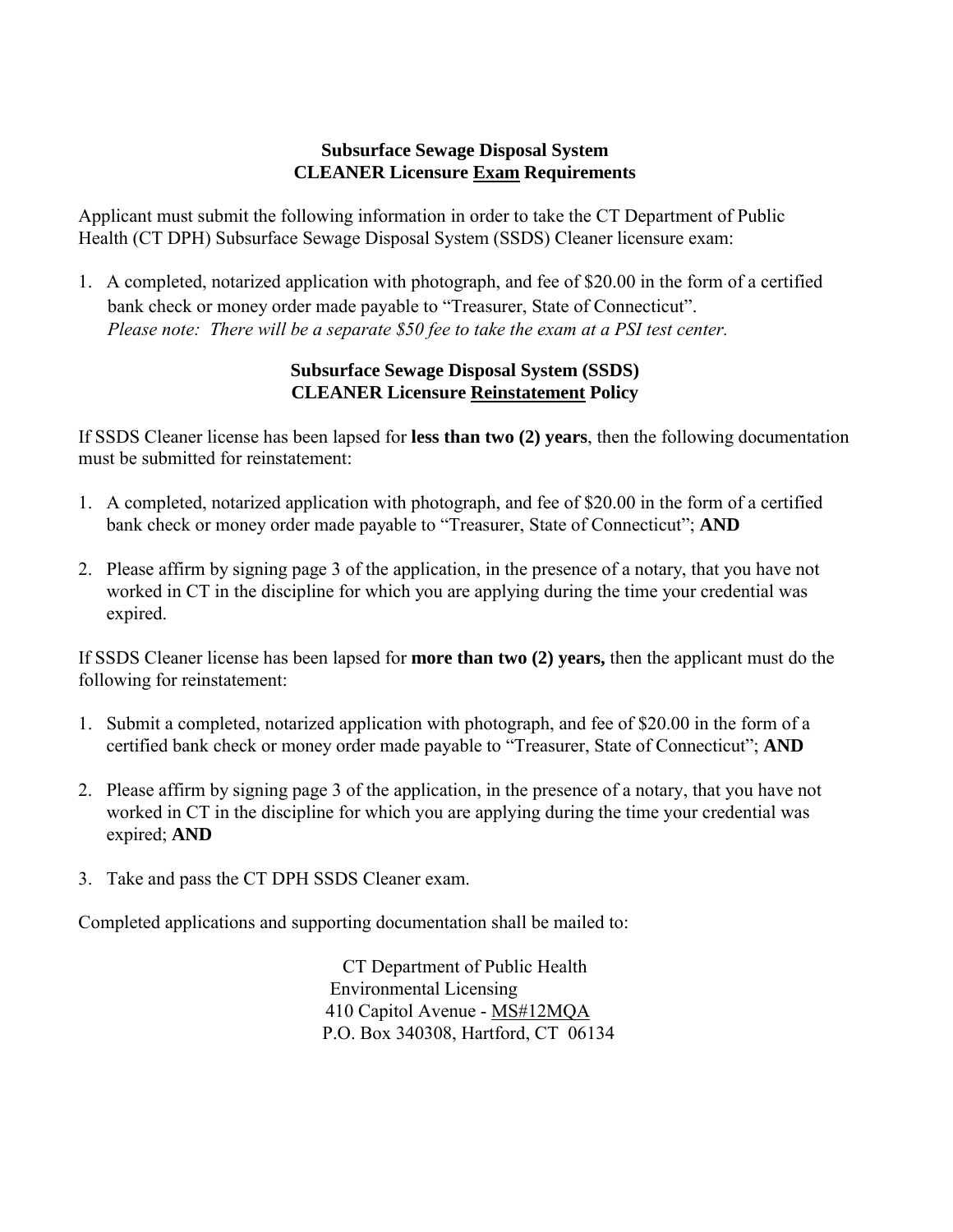## Subsurface Sewage Disposal System
## CLEANER Licensure <u>Exam</u> Requirements

Applicant must submit the following information in order to take the CT Department of Public Health (CT DPH) Subsurface Sewage Disposal System (SSDS) Cleaner licensure exam:

1. A completed, notarized application with photograph, and fee of $20.00 in the form of a certified bank check or money order made payable to "Treasurer, State of Connecticut".
   *Please note: There will be a separate $50 fee to take the exam at a PSI test center.*

## Subsurface Sewage Disposal System (SSDS)
## CLEANER Licensure <u>Reinstatement</u> Policy

If SSDS Cleaner license has been lapsed for **less than two (2) years**, then the following documentation must be submitted for reinstatement:

1. A completed, notarized application with photograph, and fee of $20.00 in the form of a certified bank check or money order made payable to "Treasurer, State of Connecticut"; **AND**

2. Please affirm by signing page 3 of the application, in the presence of a notary, that you have not worked in CT in the discipline for which you are applying during the time your credential was expired.

If SSDS Cleaner license has been lapsed for **more than two (2) years,** then the applicant must do the following for reinstatement:

1. Submit a completed, notarized application with photograph, and fee of $20.00 in the form of a certified bank check or money order made payable to "Treasurer, State of Connecticut"; **AND**

2. Please affirm by signing page 3 of the application, in the presence of a notary, that you have not worked in CT in the discipline for which you are applying during the time your credential was expired; **AND**

3. Take and pass the CT DPH SSDS Cleaner exam.

Completed applications and supporting documentation shall be mailed to:

CT Department of Public Health
Environmental Licensing
410 Capitol Avenue - <u>MS#12MQA</u>
P.O. Box 340308, Hartford, CT 06134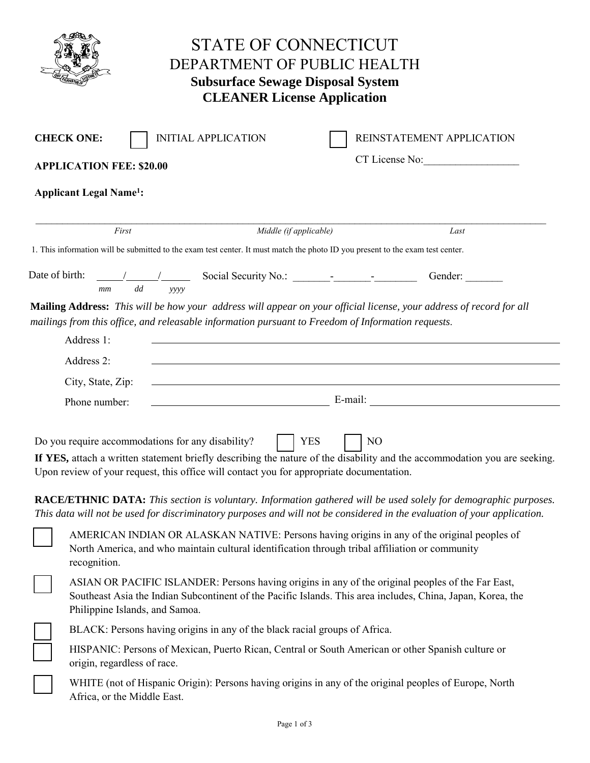# STATE OF CONNECTICUT
## DEPARTMENT OF PUBLIC HEALTH
### Subsurface Sewage Disposal System
### CLEANER License Application

**CHECK ONE:** ☐ INITIAL APPLICATION ☐ REINSTATEMENT APPLICATION

CT License No:__________________

**APPLICATION FEE: $20.00**

**Applicant Legal Name[1]:**

______________________________________________________________________________

*First* *Middle (if applicable)* *Last*

1. This information will be submitted to the exam test center. It must match the photo ID you present to the exam test center.

Date of birth: _____/______/______ Social Security No.: _______-_______-________ Gender: _______
*mm dd yyyy*

**Mailing Address:** *This will be how your address will appear on your official license, your address of record for all mailings from this office, and releasable information pursuant to Freedom of Information requests.*

Address 1: ____________________________________________

Address 2: ____________________________________________

City, State, Zip: ____________________________________________

Phone number: ______________________ E-mail: ______________________

Do you require accommodations for any disability? ☐ YES ☐ NO

**If YES,** attach a written statement briefly describing the nature of the disability and the accommodation you are seeking. Upon review of your request, this office will contact you for appropriate documentation.

**RACE/ETHNIC DATA:** *This section is voluntary. Information gathered will be used solely for demographic purposes. This data will not be used for discriminatory purposes and will not be considered in the evaluation of your application.*

☐ AMERICAN INDIAN OR ALASKAN NATIVE: Persons having origins in any of the original peoples of North America, and who maintain cultural identification through tribal affiliation or community recognition.

☐ ASIAN OR PACIFIC ISLANDER: Persons having origins in any of the original peoples of the Far East, Southeast Asia the Indian Subcontinent of the Pacific Islands. This area includes, China, Japan, Korea, the Philippine Islands, and Samoa.

☐ BLACK: Persons having origins in any of the black racial groups of Africa.

☐ HISPANIC: Persons of Mexican, Puerto Rican, Central or South American or other Spanish culture or origin, regardless of race.

☐ WHITE (not of Hispanic Origin): Persons having origins in any of the original peoples of Europe, North Africa, or the Middle East.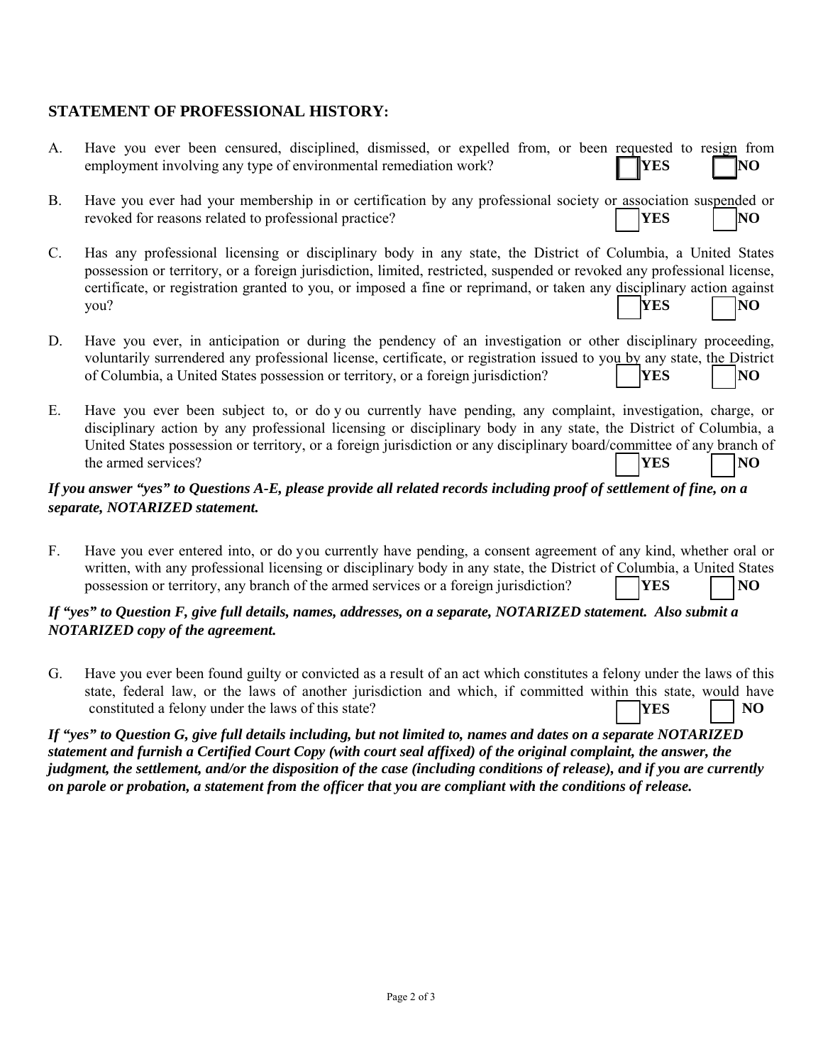## STATEMENT OF PROFESSIONAL HISTORY:

A. Have you ever been censured, disciplined, dismissed, or expelled from, or been requested to resign from employment involving any type of environmental remediation work? ☐ **YES** ☐ **NO**

B. Have you ever had your membership in or certification by any professional society or association suspended or revoked for reasons related to professional practice? ☐ **YES** ☐ **NO**

C. Has any professional licensing or disciplinary body in any state, the District of Columbia, a United States possession or territory, or a foreign jurisdiction, limited, restricted, suspended or revoked any professional license, certificate, or registration granted to you, or imposed a fine or reprimand, or taken any disciplinary action against you? ☐ **YES** ☐ **NO**

D. Have you ever, in anticipation or during the pendency of an investigation or other disciplinary proceeding, voluntarily surrendered any professional license, certificate, or registration issued to you by any state, the District of Columbia, a United States possession or territory, or a foreign jurisdiction? ☐ **YES** ☐ **NO**

E. Have you ever been subject to, or do you currently have pending, any complaint, investigation, charge, or disciplinary action by any professional licensing or disciplinary body in any state, the District of Columbia, a United States possession or territory, or a foreign jurisdiction or any disciplinary board/committee of any branch of the armed services? ☐ **YES** ☐ **NO**

***If you answer "yes" to Questions A-E, please provide all related records including proof of settlement of fine, on a separate, NOTARIZED statement.***

F. Have you ever entered into, or do you currently have pending, a consent agreement of any kind, whether oral or written, with any professional licensing or disciplinary body in any state, the District of Columbia, a United States possession or territory, any branch of the armed services or a foreign jurisdiction? ☐ **YES** ☐ **NO**

***If "yes" to Question F, give full details, names, addresses, on a separate, NOTARIZED statement. Also submit a NOTARIZED copy of the agreement.***

G. Have you ever been found guilty or convicted as a result of an act which constitutes a felony under the laws of this state, federal law, or the laws of another jurisdiction and which, if committed within this state, would have constituted a felony under the laws of this state? ☐ **YES** ☐ **NO**

***If "yes" to Question G, give full details including, but not limited to, names and dates on a separate NOTARIZED statement and furnish a Certified Court Copy (with court seal affixed) of the original complaint, the answer, the judgment, the settlement, and/or the disposition of the case (including conditions of release), and if you are currently on parole or probation, a statement from the officer that you are compliant with the conditions of release.***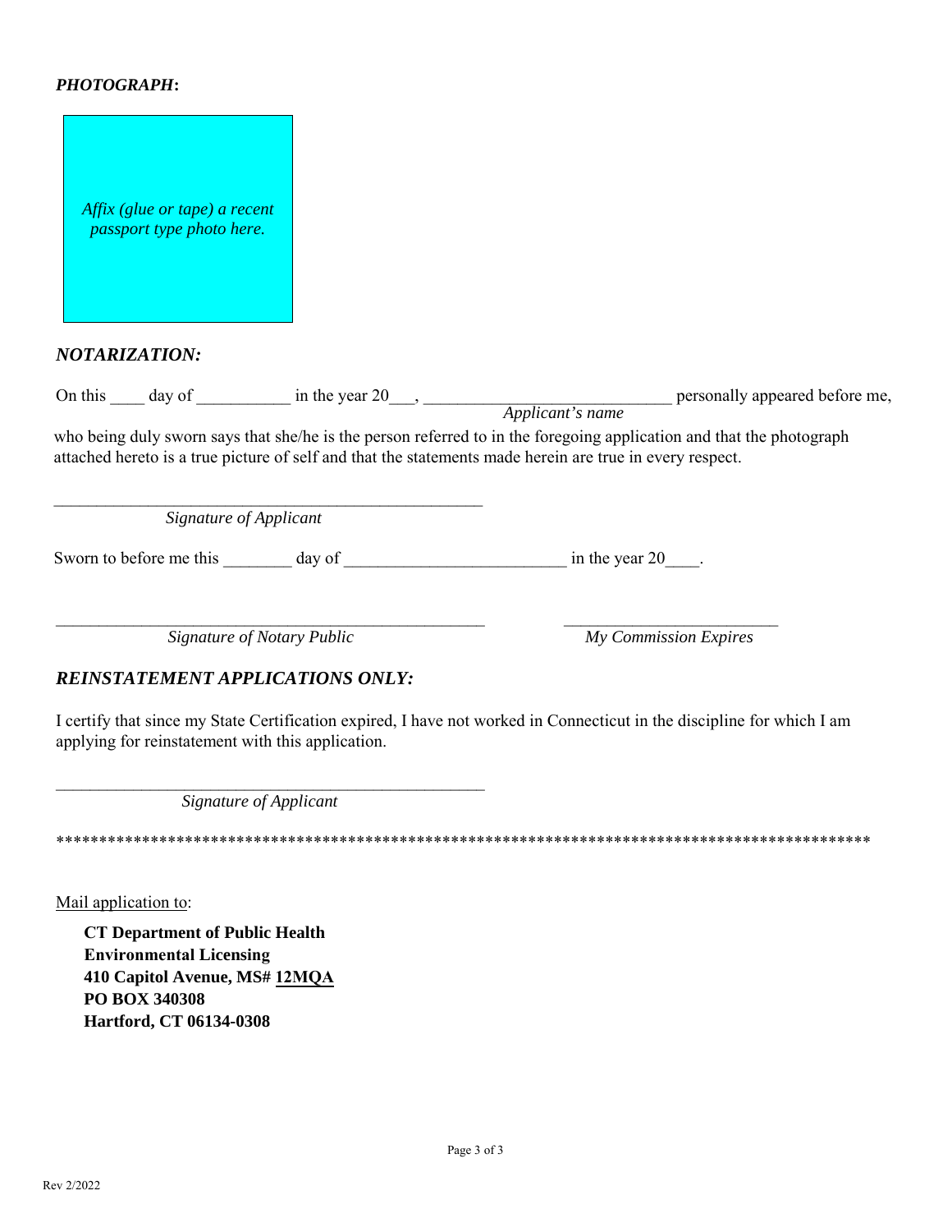***PHOTOGRAPH*:**

*Affix (glue or tape) a recent passport type photo here.*

***NOTARIZATION:***

On this ____ day of ___________ in the year 20___, _____________________________ personally appeared before me,
*Applicant's name*

who being duly sworn says that she/he is the person referred to in the foregoing application and that the photograph attached hereto is a true picture of self and that the statements made herein are true in every respect.

_____________________________________________________
*Signature of Applicant*

Sworn to before me this ________ day of __________________________ in the year 20____.

_____________________________________________________ _________________________
*Signature of Notary Public* *My Commission Expires*

***REINSTATEMENT APPLICATIONS ONLY:***

I certify that since my State Certification expired, I have not worked in Connecticut in the discipline for which I am applying for reinstatement with this application.

_____________________________________________________
*Signature of Applicant*

***************************************************************************************************

<u>Mail application to</u>:

**CT Department of Public Health**
**Environmental Licensing**
**410 Capitol Avenue, MS# <u>12MQA</u>**
**PO BOX 340308**
**Hartford, CT 06134-0308**

Rev 2/2022